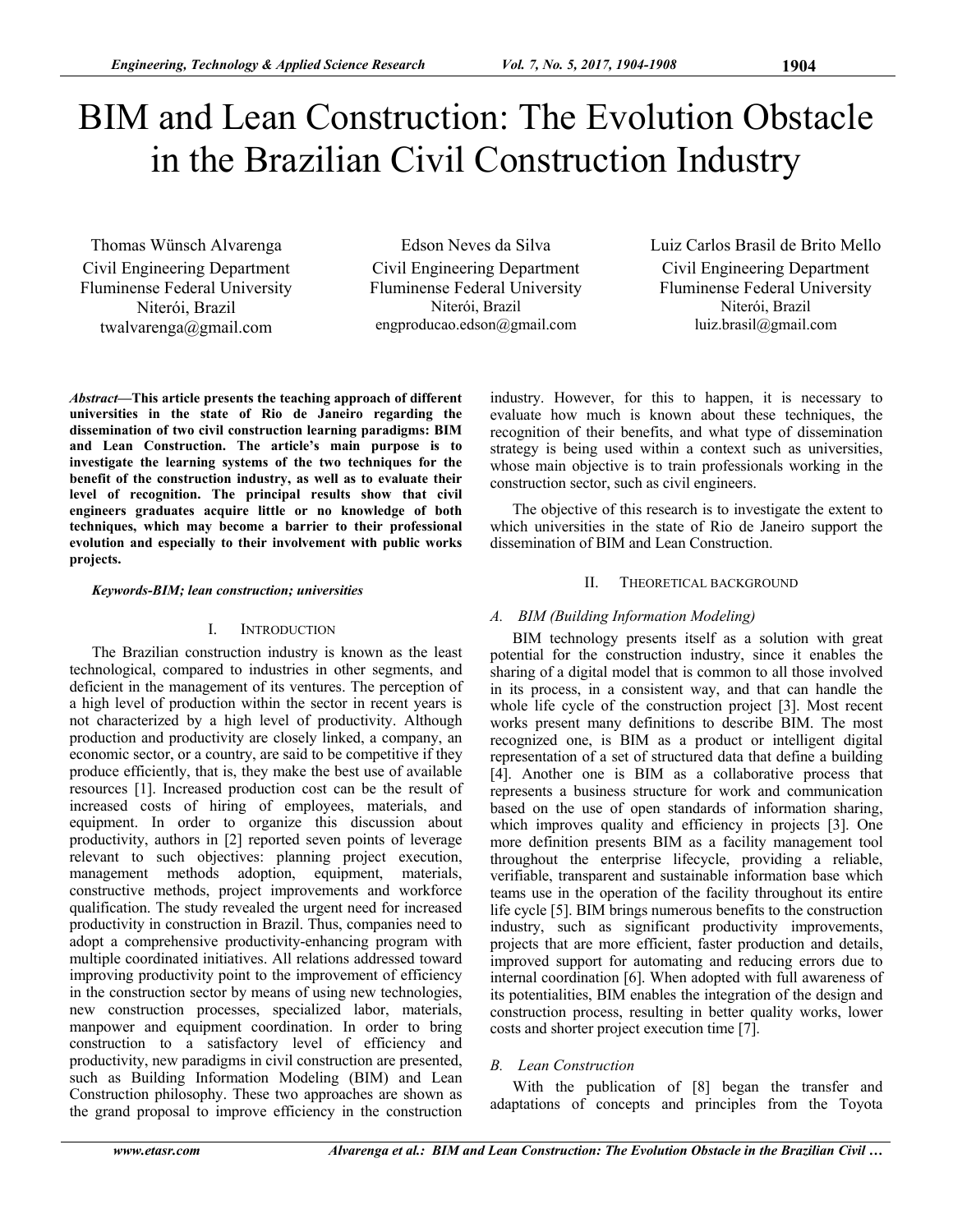# BIM and Lean Construction: The Evolution Obstacle in the Brazilian Civil Construction Industry

Thomas Wünsch Alvarenga
Civil Engineering Department
Fluminense Federal University
Niterói, Brazil
twalvarenga@gmail.com

Edson Neves da Silva
Civil Engineering Department
Fluminense Federal University
Niterói, Brazil
engproducao.edson@gmail.com

Luiz Carlos Brasil de Brito Mello
Civil Engineering Department
Fluminense Federal University
Niterói, Brazil
luiz.brasil@gmail.com

***Abstract*—This article presents the teaching approach of different universities in the state of Rio de Janeiro regarding the dissemination of two civil construction learning paradigms: BIM and Lean Construction. The article's main purpose is to investigate the learning systems of the two techniques for the benefit of the construction industry, as well as to evaluate their level of recognition. The principal results show that civil engineers graduates acquire little or no knowledge of both techniques, which may become a barrier to their professional evolution and especially to their involvement with public works projects.**

***Keywords-BIM; lean construction; universities***

## I. Introduction

The Brazilian construction industry is known as the least technological, compared to industries in other segments, and deficient in the management of its ventures. The perception of a high level of production within the sector in recent years is not characterized by a high level of productivity. Although production and productivity are closely linked, a company, an economic sector, or a country, are said to be competitive if they produce efficiently, that is, they make the best use of available resources [1]. Increased production cost can be the result of increased costs of hiring of employees, materials, and equipment. In order to organize this discussion about productivity, authors in [2] reported seven points of leverage relevant to such objectives: planning project execution, management methods adoption, equipment, materials, constructive methods, project improvements and workforce qualification. The study revealed the urgent need for increased productivity in construction in Brazil. Thus, companies need to adopt a comprehensive productivity-enhancing program with multiple coordinated initiatives. All relations addressed toward improving productivity point to the improvement of efficiency in the construction sector by means of using new technologies, new construction processes, specialized labor, materials, manpower and equipment coordination. In order to bring construction to a satisfactory level of efficiency and productivity, new paradigms in civil construction are presented, such as Building Information Modeling (BIM) and Lean Construction philosophy. These two approaches are shown as the grand proposal to improve efficiency in the construction industry. However, for this to happen, it is necessary to evaluate how much is known about these techniques, the recognition of their benefits, and what type of dissemination strategy is being used within a context such as universities, whose main objective is to train professionals working in the construction sector, such as civil engineers.

The objective of this research is to investigate the extent to which universities in the state of Rio de Janeiro support the dissemination of BIM and Lean Construction.

## II. Theoretical Background

### *A. BIM (Building Information Modeling)*

BIM technology presents itself as a solution with great potential for the construction industry, since it enables the sharing of a digital model that is common to all those involved in its process, in a consistent way, and that can handle the whole life cycle of the construction project [3]. Most recent works present many definitions to describe BIM. The most recognized one, is BIM as a product or intelligent digital representation of a set of structured data that define a building [4]. Another one is BIM as a collaborative process that represents a business structure for work and communication based on the use of open standards of information sharing, which improves quality and efficiency in projects [3]. One more definition presents BIM as a facility management tool throughout the enterprise lifecycle, providing a reliable, verifiable, transparent and sustainable information base which teams use in the operation of the facility throughout its entire life cycle [5]. BIM brings numerous benefits to the construction industry, such as significant productivity improvements, projects that are more efficient, faster production and details, improved support for automating and reducing errors due to internal coordination [6]. When adopted with full awareness of its potentialities, BIM enables the integration of the design and construction process, resulting in better quality works, lower costs and shorter project execution time [7].

### *B. Lean Construction*

With the publication of [8] began the transfer and adaptations of concepts and principles from the Toyota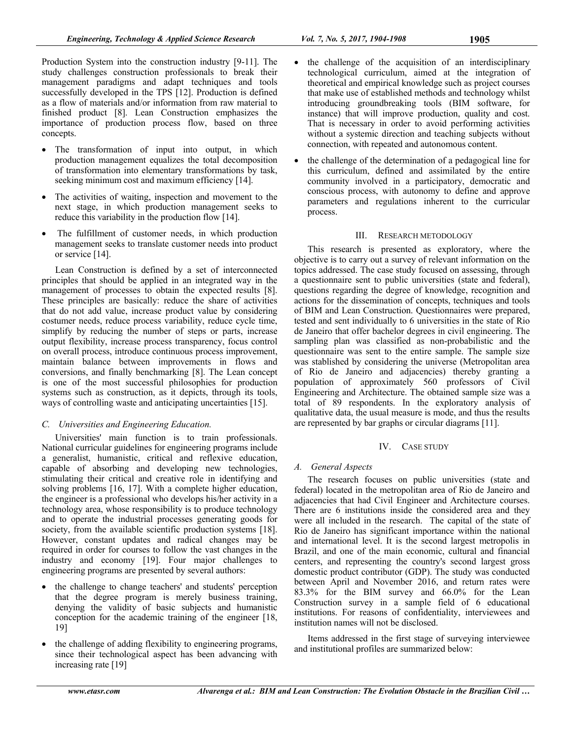Production System into the construction industry [9-11]. The study challenges construction professionals to break their management paradigms and adapt techniques and tools successfully developed in the TPS [12]. Production is defined as a flow of materials and/or information from raw material to finished product [8]. Lean Construction emphasizes the importance of production process flow, based on three concepts.

- The transformation of input into output, in which production management equalizes the total decomposition of transformation into elementary transformations by task, seeking minimum cost and maximum efficiency [14].
- The activities of waiting, inspection and movement to the next stage, in which production management seeks to reduce this variability in the production flow [14].
- The fulfillment of customer needs, in which production management seeks to translate customer needs into product or service [14].

Lean Construction is defined by a set of interconnected principles that should be applied in an integrated way in the management of processes to obtain the expected results [8]. These principles are basically: reduce the share of activities that do not add value, increase product value by considering costumer needs, reduce process variability, reduce cycle time, simplify by reducing the number of steps or parts, increase output flexibility, increase process transparency, focus control on overall process, introduce continuous process improvement, maintain balance between improvements in flows and conversions, and finally benchmarking [8]. The Lean concept is one of the most successful philosophies for production systems such as construction, as it depicts, through its tools, ways of controlling waste and anticipating uncertainties [15].

### *C. Universities and Engineering Education.*

Universities' main function is to train professionals. National curricular guidelines for engineering programs include a generalist, humanistic, critical and reflexive education, capable of absorbing and developing new technologies, stimulating their critical and creative role in identifying and solving problems [16, 17]. With a complete higher education, the engineer is a professional who develops his/her activity in a technology area, whose responsibility is to produce technology and to operate the industrial processes generating goods for society, from the available scientific production systems [18]. However, constant updates and radical changes may be required in order for courses to follow the vast changes in the industry and economy [19]. Four major challenges to engineering programs are presented by several authors:

- the challenge to change teachers' and students' perception that the degree program is merely business training, denying the validity of basic subjects and humanistic conception for the academic training of the engineer [18, 19]
- the challenge of adding flexibility to engineering programs, since their technological aspect has been advancing with increasing rate [19]
- the challenge of the acquisition of an interdisciplinary technological curriculum, aimed at the integration of theoretical and empirical knowledge such as project courses that make use of established methods and technology whilst introducing groundbreaking tools (BIM software, for instance) that will improve production, quality and cost. That is necessary in order to avoid performing activities without a systemic direction and teaching subjects without connection, with repeated and autonomous content.
- the challenge of the determination of a pedagogical line for this curriculum, defined and assimilated by the entire community involved in a participatory, democratic and conscious process, with autonomy to define and approve parameters and regulations inherent to the curricular process.

## III. Research Metodology

This research is presented as exploratory, where the objective is to carry out a survey of relevant information on the topics addressed. The case study focused on assessing, through a questionnaire sent to public universities (state and federal), questions regarding the degree of knowledge, recognition and actions for the dissemination of concepts, techniques and tools of BIM and Lean Construction. Questionnaires were prepared, tested and sent individually to 6 universities in the state of Rio de Janeiro that offer bachelor degrees in civil engineering. The sampling plan was classified as non-probabilistic and the questionnaire was sent to the entire sample. The sample size was stablished by considering the universe (Metropolitan area of Rio de Janeiro and adjacencies) thereby granting a population of approximately 560 professors of Civil Engineering and Architecture. The obtained sample size was a total of 89 respondents. In the exploratory analysis of qualitative data, the usual measure is mode, and thus the results are represented by bar graphs or circular diagrams [11].

## IV. Case Study

### *A. General Aspects*

The research focuses on public universities (state and federal) located in the metropolitan area of Rio de Janeiro and adjacencies that had Civil Engineer and Architecture courses. There are 6 institutions inside the considered area and they were all included in the research. The capital of the state of Rio de Janeiro has significant importance within the national and international level. It is the second largest metropolis in Brazil, and one of the main economic, cultural and financial centers, and representing the country's second largest gross domestic product contributor (GDP). The study was conducted between April and November 2016, and return rates were 83.3% for the BIM survey and 66.0% for the Lean Construction survey in a sample field of 6 educational institutions. For reasons of confidentiality, interviewees and institution names will not be disclosed.

Items addressed in the first stage of surveying interviewee and institutional profiles are summarized below: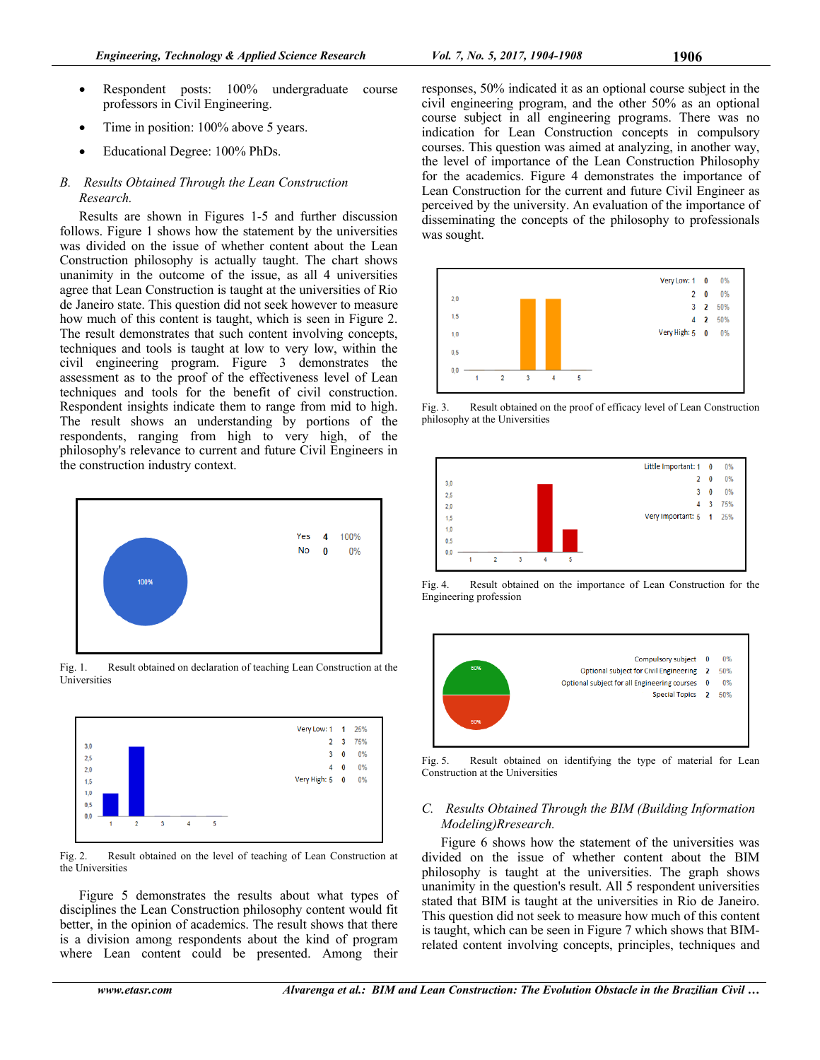- Respondent posts: 100% undergraduate course professors in Civil Engineering.
- Time in position: 100% above 5 years.
- Educational Degree: 100% PhDs.

### *B. Results Obtained Through the Lean Construction Research.*

Results are shown in Figures 1-5 and further discussion follows. Figure 1 shows how the statement by the universities was divided on the issue of whether content about the Lean Construction philosophy is actually taught. The chart shows unanimity in the outcome of the issue, as all 4 universities agree that Lean Construction is taught at the universities of Rio de Janeiro state. This question did not seek however to measure how much of this content is taught, which is seen in Figure 2. The result demonstrates that such content involving concepts, techniques and tools is taught at low to very low, within the civil engineering program. Figure 3 demonstrates the assessment as to the proof of the effectiveness level of Lean techniques and tools for the benefit of civil construction. Respondent insights indicate them to range from mid to high. The result shows an understanding by portions of the respondents, ranging from high to very high, of the philosophy's relevance to current and future Civil Engineers in the construction industry context.

| | | |
|---|---|---|
| Yes | 4 | 100% |
| No | 0 | 0% |

Fig. 1. Result obtained on declaration of teaching Lean Construction at the Universities

| | | |
|---|---|---|
| Very Low: 1 | 1 | 25% |
| 2 | 3 | 75% |
| 3 | 0 | 0% |
| 4 | 0 | 0% |
| Very High: 5 | 0 | 0% |

Fig. 2. Result obtained on the level of teaching of Lean Construction at the Universities

Figure 5 demonstrates the results about what types of disciplines the Lean Construction philosophy content would fit better, in the opinion of academics. The result shows that there is a division among respondents about the kind of program where Lean content could be presented. Among their responses, 50% indicated it as an optional course subject in the civil engineering program, and the other 50% as an optional course subject in all engineering programs. There was no indication for Lean Construction concepts in compulsory courses. This question was aimed at analyzing, in another way, the level of importance of the Lean Construction Philosophy for the academics. Figure 4 demonstrates the importance of Lean Construction for the current and future Civil Engineer as perceived by the university. An evaluation of the importance of disseminating the concepts of the philosophy to professionals was sought.

| | | |
|---|---|---|
| Very Low: 1 | 0 | 0% |
| 2 | 0 | 0% |
| 3 | 2 | 50% |
| 4 | 2 | 50% |
| Very High: 5 | 0 | 0% |

Fig. 3. Result obtained on the proof of efficacy level of Lean Construction philosophy at the Universities

| | | |
|---|---|---|
| Little Important: 1 | 0 | 0% |
| 2 | 0 | 0% |
| 3 | 0 | 0% |
| 4 | 3 | 75% |
| Very Important: 5 | 1 | 25% |

Fig. 4. Result obtained on the importance of Lean Construction for the Engineering profession

| | | |
|---|---|---|
| Compulsory subject | 0 | 0% |
| Optional subject for Civil Engineering | 2 | 50% |
| Optional subject for all Engineering courses | 0 | 0% |
| Special Topics | 2 | 50% |

Fig. 5. Result obtained on identifying the type of material for Lean Construction at the Universities

### *C. Results Obtained Through the BIM (Building Information Modeling)Rresearch.*

Figure 6 shows how the statement of the universities was divided on the issue of whether content about the BIM philosophy is taught at the universities. The graph shows unanimity in the question's result. All 5 respondent universities stated that BIM is taught at the universities in Rio de Janeiro. This question did not seek to measure how much of this content is taught, which can be seen in Figure 7 which shows that BIM-related content involving concepts, principles, techniques and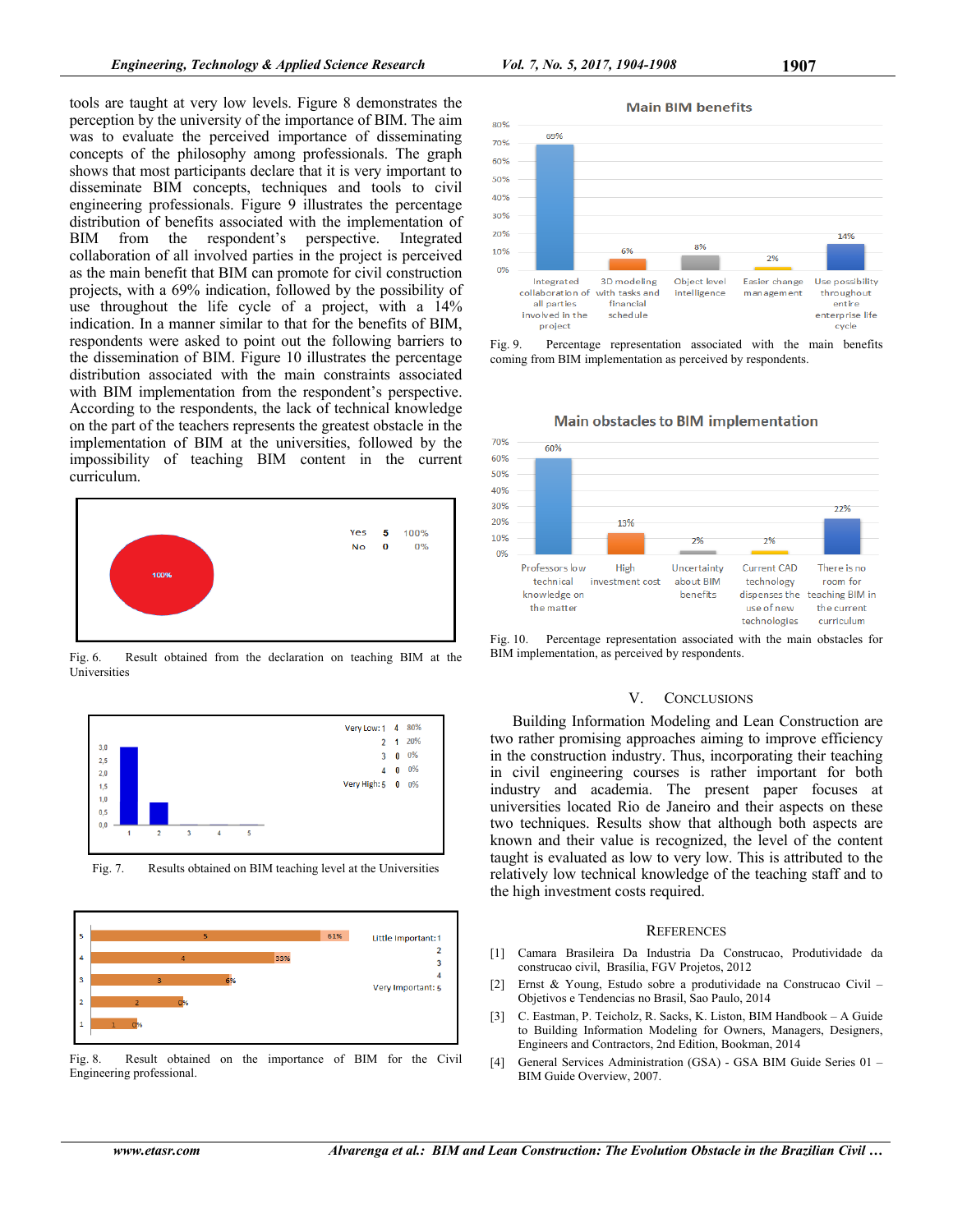tools are taught at very low levels. Figure 8 demonstrates the perception by the university of the importance of BIM. The aim was to evaluate the perceived importance of disseminating concepts of the philosophy among professionals. The graph shows that most participants declare that it is very important to disseminate BIM concepts, techniques and tools to civil engineering professionals. Figure 9 illustrates the percentage distribution of benefits associated with the implementation of BIM from the respondent's perspective. Integrated collaboration of all involved parties in the project is perceived as the main benefit that BIM can promote for civil construction projects, with a 69% indication, followed by the possibility of use throughout the life cycle of a project, with a 14% indication. In a manner similar to that for the benefits of BIM, respondents were asked to point out the following barriers to the dissemination of BIM. Figure 10 illustrates the percentage distribution associated with the main constraints associated with BIM implementation from the respondent's perspective. According to the respondents, the lack of technical knowledge on the part of the teachers represents the greatest obstacle in the implementation of BIM at the universities, followed by the impossibility of teaching BIM content in the current curriculum.

Fig. 6. Result obtained from the declaration on teaching BIM at the Universities

Fig. 7. Results obtained on BIM teaching level at the Universities

Fig. 8. Result obtained on the importance of BIM for the Civil Engineering professional.

Fig. 9. Percentage representation associated with the main benefits coming from BIM implementation as perceived by respondents.

Fig. 10. Percentage representation associated with the main obstacles for BIM implementation, as perceived by respondents.

## V. CONCLUSIONS

Building Information Modeling and Lean Construction are two rather promising approaches aiming to improve efficiency in the construction industry. Thus, incorporating their teaching in civil engineering courses is rather important for both industry and academia. The present paper focuses at universities located Rio de Janeiro and their aspects on these two techniques. Results show that although both aspects are known and their value is recognized, the level of the content taught is evaluated as low to very low. This is attributed to the relatively low technical knowledge of the teaching staff and to the high investment costs required.

## REFERENCES

[1] Camara Brasileira Da Industria Da Construcao, Produtividade da construcao civil, Brasília, FGV Projetos, 2012

[2] Ernst & Young, Estudo sobre a produtividade na Construcao Civil – Objetivos e Tendencias no Brasil, Sao Paulo, 2014

[3] C. Eastman, P. Teicholz, R. Sacks, K. Liston, BIM Handbook – A Guide to Building Information Modeling for Owners, Managers, Designers, Engineers and Contractors, 2nd Edition, Bookman, 2014

[4] General Services Administration (GSA) - GSA BIM Guide Series 01 – BIM Guide Overview, 2007.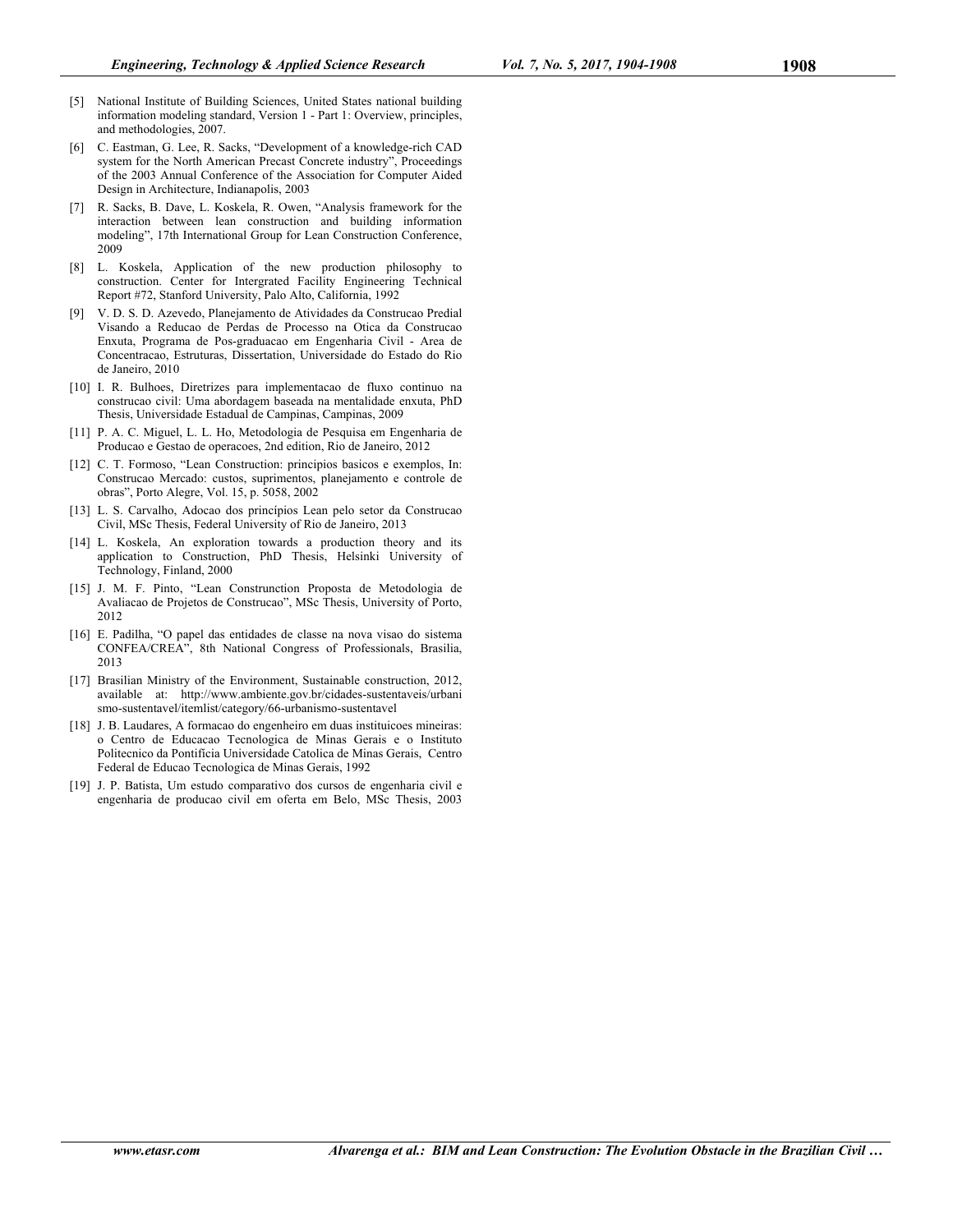[5] National Institute of Building Sciences, United States national building information modeling standard, Version 1 - Part 1: Overview, principles, and methodologies, 2007.

[6] C. Eastman, G. Lee, R. Sacks, "Development of a knowledge-rich CAD system for the North American Precast Concrete industry", Proceedings of the 2003 Annual Conference of the Association for Computer Aided Design in Architecture, Indianapolis, 2003

[7] R. Sacks, B. Dave, L. Koskela, R. Owen, "Analysis framework for the interaction between lean construction and building information modeling", 17th International Group for Lean Construction Conference, 2009

[8] L. Koskela, Application of the new production philosophy to construction. Center for Intergrated Facility Engineering Technical Report #72, Stanford University, Palo Alto, California, 1992

[9] V. D. S. D. Azevedo, Planejamento de Atividades da Construcao Predial Visando a Reducao de Perdas de Processo na Otica da Construcao Enxuta, Programa de Pos-graduacao em Engenharia Civil - Area de Concentracao, Estruturas, Dissertation, Universidade do Estado do Rio de Janeiro, 2010

[10] I. R. Bulhoes, Diretrizes para implementacao de fluxo continuo na construcao civil: Uma abordagem baseada na mentalidade enxuta, PhD Thesis, Universidade Estadual de Campinas, Campinas, 2009

[11] P. A. C. Miguel, L. L. Ho, Metodologia de Pesquisa em Engenharia de Producao e Gestao de operacoes, 2nd edition, Rio de Janeiro, 2012

[12] C. T. Formoso, "Lean Construction: principios basicos e exemplos, In: Construcao Mercado: custos, suprimentos, planejamento e controle de obras", Porto Alegre, Vol. 15, p. 5058, 2002

[13] L. S. Carvalho, Adocao dos princípios Lean pelo setor da Construcao Civil, MSc Thesis, Federal University of Rio de Janeiro, 2013

[14] L. Koskela, An exploration towards a production theory and its application to Construction, PhD Thesis, Helsinki University of Technology, Finland, 2000

[15] J. M. F. Pinto, "Lean Construnction Proposta de Metodologia de Avaliacao de Projetos de Construcao", MSc Thesis, University of Porto, 2012

[16] E. Padilha, "O papel das entidades de classe na nova visao do sistema CONFEA/CREA", 8th National Congress of Professionals, Brasilia, 2013

[17] Brasilian Ministry of the Environment, Sustainable construction, 2012, available at: http://www.ambiente.gov.br/cidades-sustentaveis/urbanismo-sustentavel/itemlist/category/66-urbanismo-sustentavel

[18] J. B. Laudares, A formacao do engenheiro em duas instituicoes mineiras: o Centro de Educacao Tecnologica de Minas Gerais e o Instituto Politecnico da Pontifícia Universidade Catolica de Minas Gerais, Centro Federal de Educao Tecnologica de Minas Gerais, 1992

[19] J. P. Batista, Um estudo comparativo dos cursos de engenharia civil e engenharia de producao civil em oferta em Belo, MSc Thesis, 2003